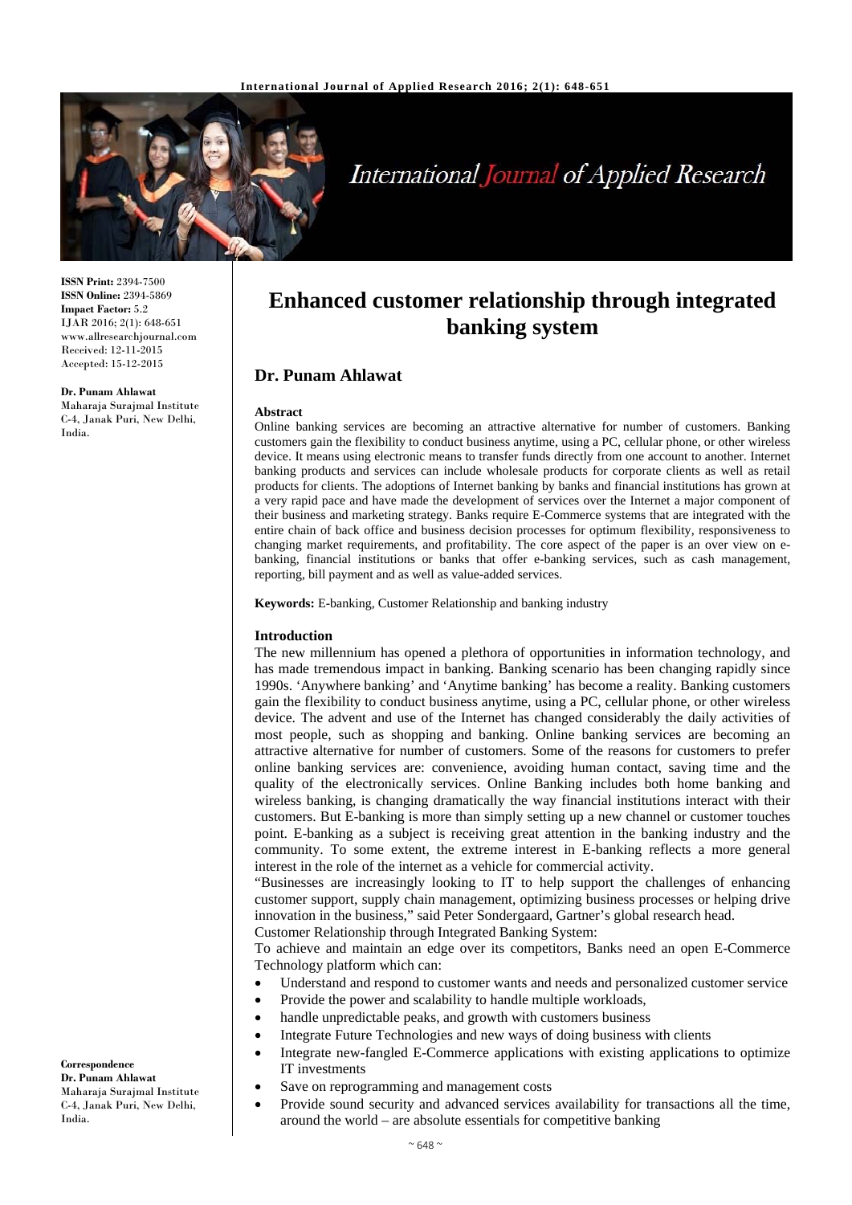**ISSN Print:** 2394-7500
**ISSN Online:** 2394-5869
**Impact Factor:** 5.2
IJAR 2016; 2(1): 648-651
www.allresearchjournal.com
Received: 12-11-2015
Accepted: 15-12-2015

**Dr. Punam Ahlawat**
Maharaja Surajmal Institute C-4, Janak Puri, New Delhi, India.

**Correspondence**
**Dr. Punam Ahlawat**
Maharaja Surajmal Institute C-4, Janak Puri, New Delhi, India.

# Enhanced customer relationship through integrated banking system

## Dr. Punam Ahlawat

### Abstract

Online banking services are becoming an attractive alternative for number of customers. Banking customers gain the flexibility to conduct business anytime, using a PC, cellular phone, or other wireless device. It means using electronic means to transfer funds directly from one account to another. Internet banking products and services can include wholesale products for corporate clients as well as retail products for clients. The adoptions of Internet banking by banks and financial institutions has grown at a very rapid pace and have made the development of services over the Internet a major component of their business and marketing strategy. Banks require E-Commerce systems that are integrated with the entire chain of back office and business decision processes for optimum flexibility, responsiveness to changing market requirements, and profitability. The core aspect of the paper is an over view on e-banking, financial institutions or banks that offer e-banking services, such as cash management, reporting, bill payment and as well as value-added services.

**Keywords:** E-banking, Customer Relationship and banking industry

### Introduction

The new millennium has opened a plethora of opportunities in information technology, and has made tremendous impact in banking. Banking scenario has been changing rapidly since 1990s. 'Anywhere banking' and 'Anytime banking' has become a reality. Banking customers gain the flexibility to conduct business anytime, using a PC, cellular phone, or other wireless device. The advent and use of the Internet has changed considerably the daily activities of most people, such as shopping and banking. Online banking services are becoming an attractive alternative for number of customers. Some of the reasons for customers to prefer online banking services are: convenience, avoiding human contact, saving time and the quality of the electronically services. Online Banking includes both home banking and wireless banking, is changing dramatically the way financial institutions interact with their customers. But E-banking is more than simply setting up a new channel or customer touches point. E-banking as a subject is receiving great attention in the banking industry and the community. To some extent, the extreme interest in E-banking reflects a more general interest in the role of the internet as a vehicle for commercial activity.

"Businesses are increasingly looking to IT to help support the challenges of enhancing customer support, supply chain management, optimizing business processes or helping drive innovation in the business," said Peter Sondergaard, Gartner's global research head.

Customer Relationship through Integrated Banking System:

To achieve and maintain an edge over its competitors, Banks need an open E-Commerce Technology platform which can:

- Understand and respond to customer wants and needs and personalized customer service
- Provide the power and scalability to handle multiple workloads,
- handle unpredictable peaks, and growth with customers business
- Integrate Future Technologies and new ways of doing business with clients
- Integrate new-fangled E-Commerce applications with existing applications to optimize IT investments
- Save on reprogramming and management costs
- Provide sound security and advanced services availability for transactions all the time, around the world – are absolute essentials for competitive banking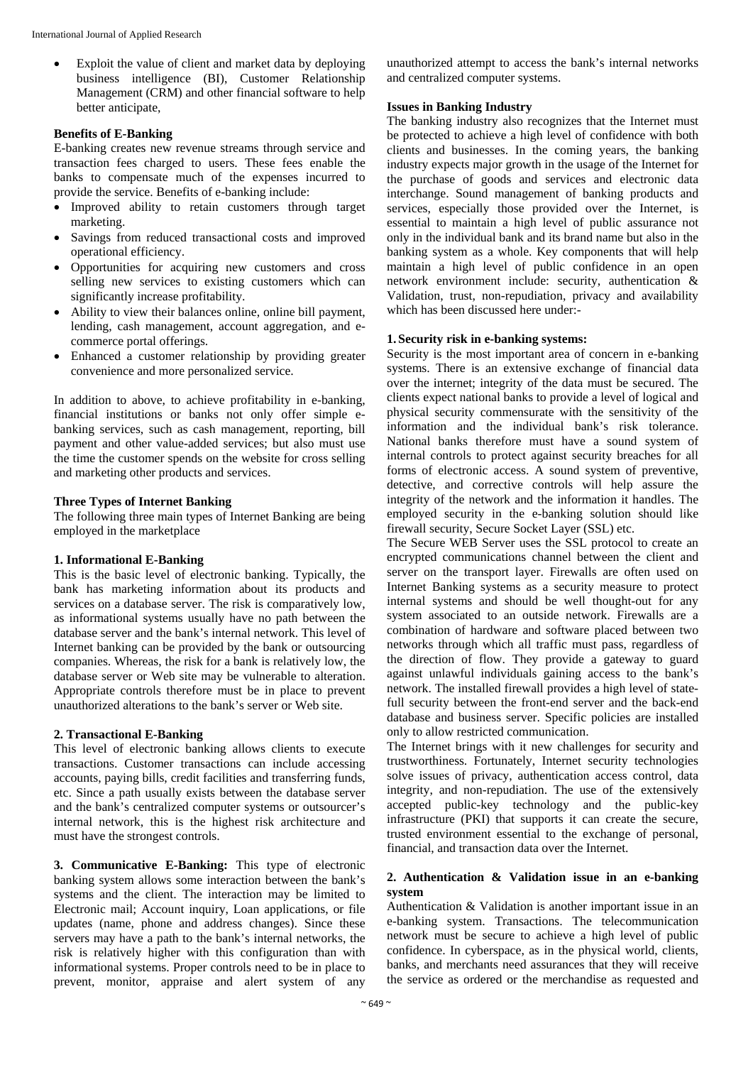- Exploit the value of client and market data by deploying business intelligence (BI), Customer Relationship Management (CRM) and other financial software to help better anticipate,

**Benefits of E-Banking**

E-banking creates new revenue streams through service and transaction fees charged to users. These fees enable the banks to compensate much of the expenses incurred to provide the service. Benefits of e-banking include:

- Improved ability to retain customers through target marketing.
- Savings from reduced transactional costs and improved operational efficiency.
- Opportunities for acquiring new customers and cross selling new services to existing customers which can significantly increase profitability.
- Ability to view their balances online, online bill payment, lending, cash management, account aggregation, and e-commerce portal offerings.
- Enhanced a customer relationship by providing greater convenience and more personalized service.

In addition to above, to achieve profitability in e-banking, financial institutions or banks not only offer simple e-banking services, such as cash management, reporting, bill payment and other value-added services; but also must use the time the customer spends on the website for cross selling and marketing other products and services.

**Three Types of Internet Banking**

The following three main types of Internet Banking are being employed in the marketplace

**1. Informational E-Banking**

This is the basic level of electronic banking. Typically, the bank has marketing information about its products and services on a database server. The risk is comparatively low, as informational systems usually have no path between the database server and the bank's internal network. This level of Internet banking can be provided by the bank or outsourcing companies. Whereas, the risk for a bank is relatively low, the database server or Web site may be vulnerable to alteration. Appropriate controls therefore must be in place to prevent unauthorized alterations to the bank's server or Web site.

**2. Transactional E-Banking**

This level of electronic banking allows clients to execute transactions. Customer transactions can include accessing accounts, paying bills, credit facilities and transferring funds, etc. Since a path usually exists between the database server and the bank's centralized computer systems or outsourcer's internal network, this is the highest risk architecture and must have the strongest controls.

**3. Communicative E-Banking:** This type of electronic banking system allows some interaction between the bank's systems and the client. The interaction may be limited to Electronic mail; Account inquiry, Loan applications, or file updates (name, phone and address changes). Since these servers may have a path to the bank's internal networks, the risk is relatively higher with this configuration than with informational systems. Proper controls need to be in place to prevent, monitor, appraise and alert system of any unauthorized attempt to access the bank's internal networks and centralized computer systems.

**Issues in Banking Industry**

The banking industry also recognizes that the Internet must be protected to achieve a high level of confidence with both clients and businesses. In the coming years, the banking industry expects major growth in the usage of the Internet for the purchase of goods and services and electronic data interchange. Sound management of banking products and services, especially those provided over the Internet, is essential to maintain a high level of public assurance not only in the individual bank and its brand name but also in the banking system as a whole. Key components that will help maintain a high level of public confidence in an open network environment include: security, authentication & Validation, trust, non-repudiation, privacy and availability which has been discussed here under:-

**1. Security risk in e-banking systems:**

Security is the most important area of concern in e-banking systems. There is an extensive exchange of financial data over the internet; integrity of the data must be secured. The clients expect national banks to provide a level of logical and physical security commensurate with the sensitivity of the information and the individual bank's risk tolerance. National banks therefore must have a sound system of internal controls to protect against security breaches for all forms of electronic access. A sound system of preventive, detective, and corrective controls will help assure the integrity of the network and the information it handles. The employed security in the e-banking solution should like firewall security, Secure Socket Layer (SSL) etc.

The Secure WEB Server uses the SSL protocol to create an encrypted communications channel between the client and server on the transport layer. Firewalls are often used on Internet Banking systems as a security measure to protect internal systems and should be well thought-out for any system associated to an outside network. Firewalls are a combination of hardware and software placed between two networks through which all traffic must pass, regardless of the direction of flow. They provide a gateway to guard against unlawful individuals gaining access to the bank's network. The installed firewall provides a high level of state-full security between the front-end server and the back-end database and business server. Specific policies are installed only to allow restricted communication.

The Internet brings with it new challenges for security and trustworthiness. Fortunately, Internet security technologies solve issues of privacy, authentication access control, data integrity, and non-repudiation. The use of the extensively accepted public-key technology and the public-key infrastructure (PKI) that supports it can create the secure, trusted environment essential to the exchange of personal, financial, and transaction data over the Internet.

**2. Authentication & Validation issue in an e-banking system**

Authentication & Validation is another important issue in an e-banking system. Transactions. The telecommunication network must be secure to achieve a high level of public confidence. In cyberspace, as in the physical world, clients, banks, and merchants need assurances that they will receive the service as ordered or the merchandise as requested and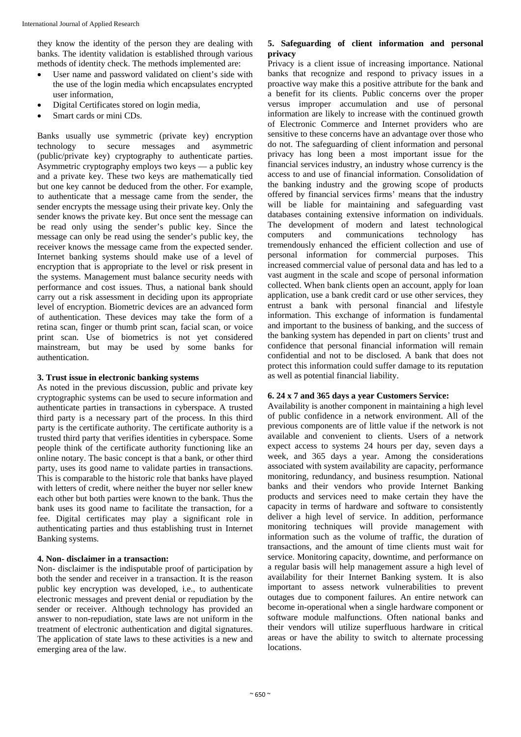they know the identity of the person they are dealing with banks. The identity validation is established through various methods of identity check. The methods implemented are:

- User name and password validated on client's side with the use of the login media which encapsulates encrypted user information,
- Digital Certificates stored on login media,
- Smart cards or mini CDs.

Banks usually use symmetric (private key) encryption technology to secure messages and asymmetric (public/private key) cryptography to authenticate parties. Asymmetric cryptography employs two keys — a public key and a private key. These two keys are mathematically tied but one key cannot be deduced from the other. For example, to authenticate that a message came from the sender, the sender encrypts the message using their private key. Only the sender knows the private key. But once sent the message can be read only using the sender's public key. Since the message can only be read using the sender's public key, the receiver knows the message came from the expected sender. Internet banking systems should make use of a level of encryption that is appropriate to the level or risk present in the systems. Management must balance security needs with performance and cost issues. Thus, a national bank should carry out a risk assessment in deciding upon its appropriate level of encryption. Biometric devices are an advanced form of authentication. These devices may take the form of a retina scan, finger or thumb print scan, facial scan, or voice print scan. Use of biometrics is not yet considered mainstream, but may be used by some banks for authentication.

**3. Trust issue in electronic banking systems**

As noted in the previous discussion, public and private key cryptographic systems can be used to secure information and authenticate parties in transactions in cyberspace. A trusted third party is a necessary part of the process. In this third party is the certificate authority. The certificate authority is a trusted third party that verifies identities in cyberspace. Some people think of the certificate authority functioning like an online notary. The basic concept is that a bank, or other third party, uses its good name to validate parties in transactions. This is comparable to the historic role that banks have played with letters of credit, where neither the buyer nor seller knew each other but both parties were known to the bank. Thus the bank uses its good name to facilitate the transaction, for a fee. Digital certificates may play a significant role in authenticating parties and thus establishing trust in Internet Banking systems.

**4. Non- disclaimer in a transaction:**

Non- disclaimer is the indisputable proof of participation by both the sender and receiver in a transaction. It is the reason public key encryption was developed, i.e., to authenticate electronic messages and prevent denial or repudiation by the sender or receiver. Although technology has provided an answer to non-repudiation, state laws are not uniform in the treatment of electronic authentication and digital signatures. The application of state laws to these activities is a new and emerging area of the law.

**5. Safeguarding of client information and personal privacy**

Privacy is a client issue of increasing importance. National banks that recognize and respond to privacy issues in a proactive way make this a positive attribute for the bank and a benefit for its clients. Public concerns over the proper versus improper accumulation and use of personal information are likely to increase with the continued growth of Electronic Commerce and Internet providers who are sensitive to these concerns have an advantage over those who do not. The safeguarding of client information and personal privacy has long been a most important issue for the financial services industry, an industry whose currency is the access to and use of financial information. Consolidation of the banking industry and the growing scope of products offered by financial services firms' means that the industry will be liable for maintaining and safeguarding vast databases containing extensive information on individuals. The development of modern and latest technological computers and communications technology has tremendously enhanced the efficient collection and use of personal information for commercial purposes. This increased commercial value of personal data and has led to a vast augment in the scale and scope of personal information collected. When bank clients open an account, apply for loan application, use a bank credit card or use other services, they entrust a bank with personal financial and lifestyle information. This exchange of information is fundamental and important to the business of banking, and the success of the banking system has depended in part on clients' trust and confidence that personal financial information will remain confidential and not to be disclosed. A bank that does not protect this information could suffer damage to its reputation as well as potential financial liability.

**6. 24 x 7 and 365 days a year Customers Service:**

Availability is another component in maintaining a high level of public confidence in a network environment. All of the previous components are of little value if the network is not available and convenient to clients. Users of a network expect access to systems 24 hours per day, seven days a week, and 365 days a year. Among the considerations associated with system availability are capacity, performance monitoring, redundancy, and business resumption. National banks and their vendors who provide Internet Banking products and services need to make certain they have the capacity in terms of hardware and software to consistently deliver a high level of service. In addition, performance monitoring techniques will provide management with information such as the volume of traffic, the duration of transactions, and the amount of time clients must wait for service. Monitoring capacity, downtime, and performance on a regular basis will help management assure a high level of availability for their Internet Banking system. It is also important to assess network vulnerabilities to prevent outages due to component failures. An entire network can become in-operational when a single hardware component or software module malfunctions. Often national banks and their vendors will utilize superfluous hardware in critical areas or have the ability to switch to alternate processing locations.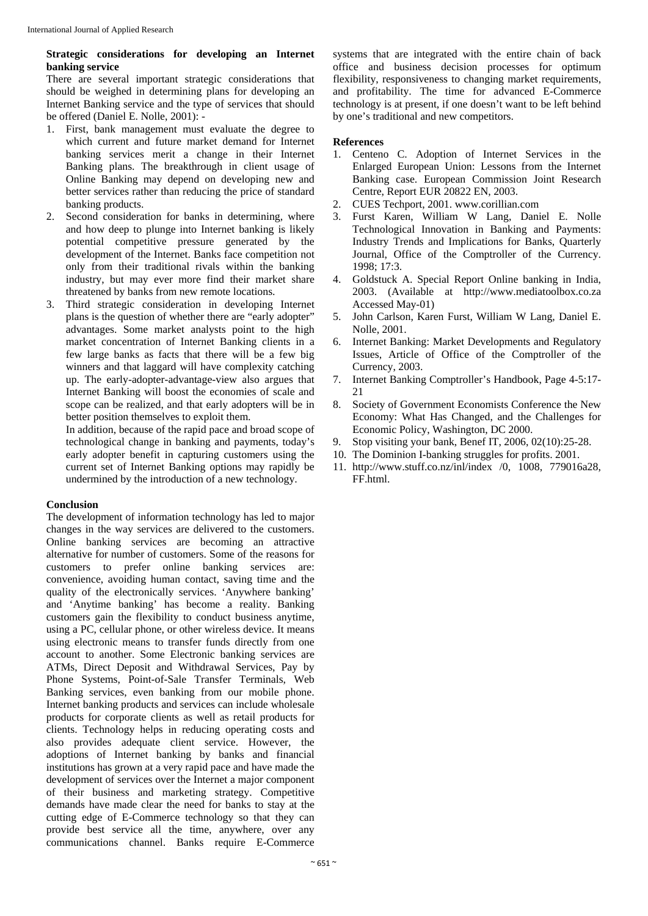**Strategic considerations for developing an Internet banking service**

There are several important strategic considerations that should be weighed in determining plans for developing an Internet Banking service and the type of services that should be offered (Daniel E. Nolle, 2001): -

1. First, bank management must evaluate the degree to which current and future market demand for Internet banking services merit a change in their Internet Banking plans. The breakthrough in client usage of Online Banking may depend on developing new and better services rather than reducing the price of standard banking products.
2. Second consideration for banks in determining, where and how deep to plunge into Internet banking is likely potential competitive pressure generated by the development of the Internet. Banks face competition not only from their traditional rivals within the banking industry, but may ever more find their market share threatened by banks from new remote locations.
3. Third strategic consideration in developing Internet plans is the question of whether there are "early adopter" advantages. Some market analysts point to the high market concentration of Internet Banking clients in a few large banks as facts that there will be a few big winners and that laggard will have complexity catching up. The early-adopter-advantage-view also argues that Internet Banking will boost the economies of scale and scope can be realized, and that early adopters will be in better position themselves to exploit them.

   In addition, because of the rapid pace and broad scope of technological change in banking and payments, today's early adopter benefit in capturing customers using the current set of Internet Banking options may rapidly be undermined by the introduction of a new technology.

**Conclusion**

The development of information technology has led to major changes in the way services are delivered to the customers. Online banking services are becoming an attractive alternative for number of customers. Some of the reasons for customers to prefer online banking services are: convenience, avoiding human contact, saving time and the quality of the electronically services. 'Anywhere banking' and 'Anytime banking' has become a reality. Banking customers gain the flexibility to conduct business anytime, using a PC, cellular phone, or other wireless device. It means using electronic means to transfer funds directly from one account to another. Some Electronic banking services are ATMs, Direct Deposit and Withdrawal Services, Pay by Phone Systems, Point-of-Sale Transfer Terminals, Web Banking services, even banking from our mobile phone. Internet banking products and services can include wholesale products for corporate clients as well as retail products for clients. Technology helps in reducing operating costs and also provides adequate client service. However, the adoptions of Internet banking by banks and financial institutions has grown at a very rapid pace and have made the development of services over the Internet a major component of their business and marketing strategy. Competitive demands have made clear the need for banks to stay at the cutting edge of E-Commerce technology so that they can provide best service all the time, anywhere, over any communications channel. Banks require E-Commerce systems that are integrated with the entire chain of back office and business decision processes for optimum flexibility, responsiveness to changing market requirements, and profitability. The time for advanced E-Commerce technology is at present, if one doesn't want to be left behind by one's traditional and new competitors.

**References**

1. Centeno C. Adoption of Internet Services in the Enlarged European Union: Lessons from the Internet Banking case. European Commission Joint Research Centre, Report EUR 20822 EN, 2003.
2. CUES Techport, 2001. www.corillian.com
3. Furst Karen, William W Lang, Daniel E. Nolle Technological Innovation in Banking and Payments: Industry Trends and Implications for Banks, Quarterly Journal, Office of the Comptroller of the Currency. 1998; 17:3.
4. Goldstuck A. Special Report Online banking in India, 2003. (Available at http://www.mediatoolbox.co.za Accessed May-01)
5. John Carlson, Karen Furst, William W Lang, Daniel E. Nolle, 2001.
6. Internet Banking: Market Developments and Regulatory Issues, Article of Office of the Comptroller of the Currency, 2003.
7. Internet Banking Comptroller's Handbook, Page 4-5:17-21
8. Society of Government Economists Conference the New Economy: What Has Changed, and the Challenges for Economic Policy, Washington, DC 2000.
9. Stop visiting your bank, Benef IT, 2006, 02(10):25-28.
10. The Dominion I-banking struggles for profits. 2001.
11. http://www.stuff.co.nz/inl/index /0, 1008, 779016a28, FF.html.